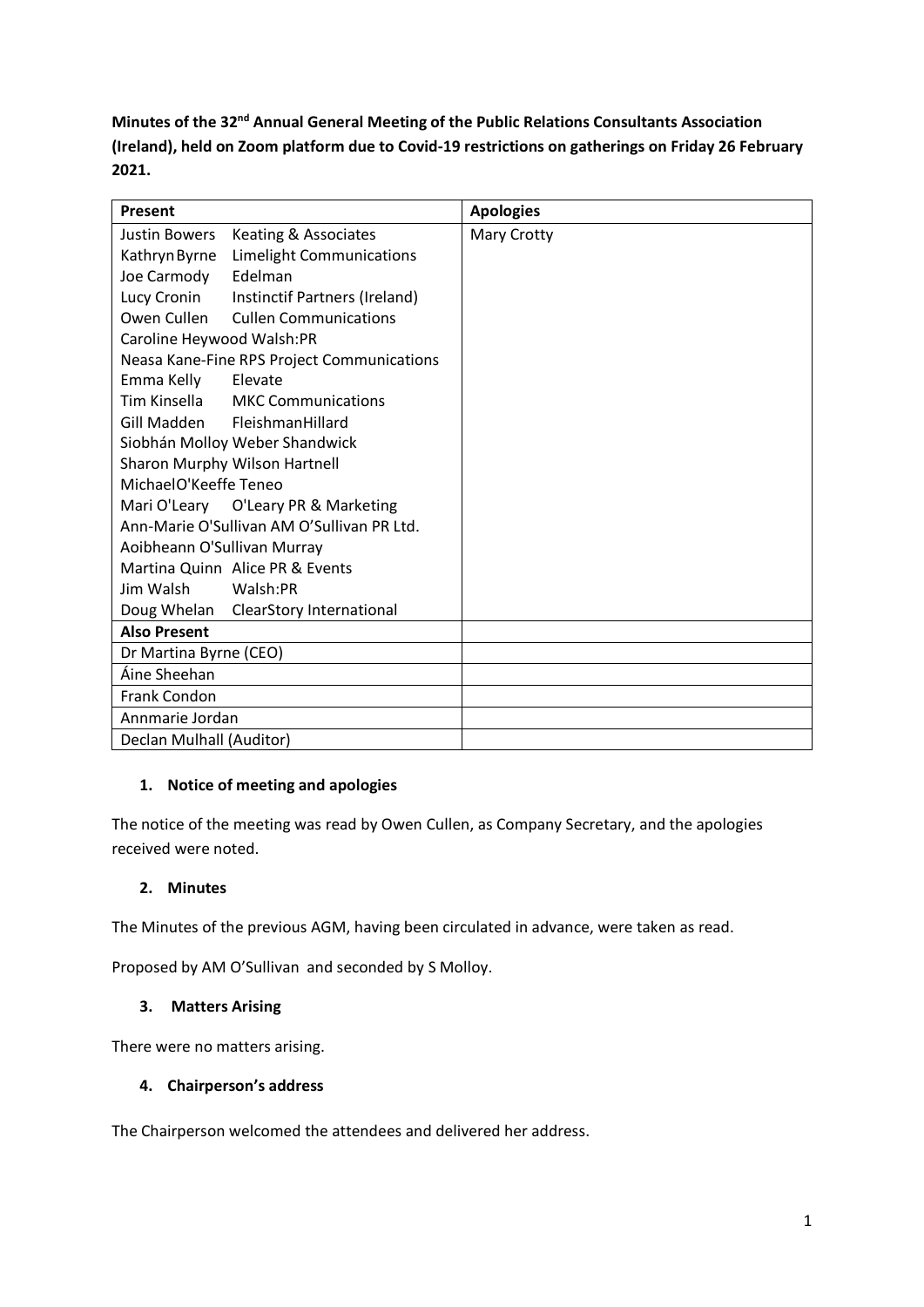**Minutes of the 32nd Annual General Meeting of the Public Relations Consultants Association (Ireland), held on Zoom platform due to Covid-19 restrictions on gatherings on Friday 26 February 2021.**

| **Present** | **Apologies** |
|---|---|
| Justin Bowers Keating & Associates | Mary Crotty |
| Kathryn Byrne Limelight Communications | |
| Joe Carmody Edelman | |
| Lucy Cronin Instinctif Partners (Ireland) | |
| Owen Cullen Cullen Communications | |
| Caroline Heywood Walsh:PR | |
| Neasa Kane-Fine RPS Project Communications | |
| Emma Kelly Elevate | |
| Tim Kinsella MKC Communications | |
| Gill Madden FleishmanHillard | |
| Siobhán Molloy Weber Shandwick | |
| Sharon Murphy Wilson Hartnell | |
| MichaelO'Keeffe Teneo | |
| Mari O'Leary O'Leary PR & Marketing | |
| Ann-Marie O'Sullivan AM O'Sullivan PR Ltd. | |
| Aoibheann O'Sullivan Murray | |
| Martina Quinn Alice PR & Events | |
| Jim Walsh Walsh:PR | |
| Doug Whelan ClearStory International | |
| **Also Present** | |
| Dr Martina Byrne (CEO) | |
| Áine Sheehan | |
| Frank Condon | |
| Annmarie Jordan | |
| Declan Mulhall (Auditor) | |

## 1. Notice of meeting and apologies

The notice of the meeting was read by Owen Cullen, as Company Secretary, and the apologies received were noted.

## 2. Minutes

The Minutes of the previous AGM, having been circulated in advance, were taken as read.

Proposed by AM O'Sullivan and seconded by S Molloy.

## 3. Matters Arising

There were no matters arising.

## 4. Chairperson's address

The Chairperson welcomed the attendees and delivered her address.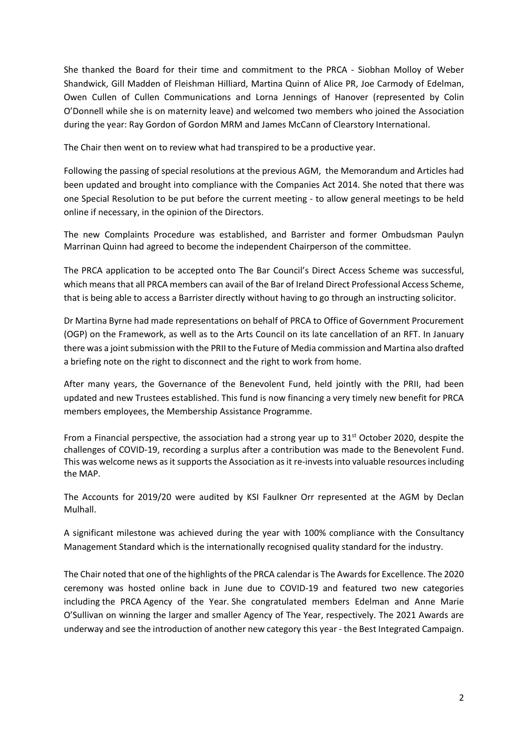She thanked the Board for their time and commitment to the PRCA - Siobhan Molloy of Weber Shandwick, Gill Madden of Fleishman Hilliard, Martina Quinn of Alice PR, Joe Carmody of Edelman, Owen Cullen of Cullen Communications and Lorna Jennings of Hanover (represented by Colin O'Donnell while she is on maternity leave) and welcomed two members who joined the Association during the year: Ray Gordon of Gordon MRM and James McCann of Clearstory International.

The Chair then went on to review what had transpired to be a productive year.

Following the passing of special resolutions at the previous AGM, the Memorandum and Articles had been updated and brought into compliance with the Companies Act 2014. She noted that there was one Special Resolution to be put before the current meeting - to allow general meetings to be held online if necessary, in the opinion of the Directors.

The new Complaints Procedure was established, and Barrister and former Ombudsman Paulyn Marrinan Quinn had agreed to become the independent Chairperson of the committee.

The PRCA application to be accepted onto The Bar Council's Direct Access Scheme was successful, which means that all PRCA members can avail of the Bar of Ireland Direct Professional Access Scheme, that is being able to access a Barrister directly without having to go through an instructing solicitor.

Dr Martina Byrne had made representations on behalf of PRCA to Office of Government Procurement (OGP) on the Framework, as well as to the Arts Council on its late cancellation of an RFT. In January there was a joint submission with the PRII to the Future of Media commission and Martina also drafted a briefing note on the right to disconnect and the right to work from home.

After many years, the Governance of the Benevolent Fund, held jointly with the PRII, had been updated and new Trustees established. This fund is now financing a very timely new benefit for PRCA members employees, the Membership Assistance Programme.

From a Financial perspective, the association had a strong year up to 31st October 2020, despite the challenges of COVID-19, recording a surplus after a contribution was made to the Benevolent Fund. This was welcome news as it supports the Association as it re-invests into valuable resources including the MAP.

The Accounts for 2019/20 were audited by KSI Faulkner Orr represented at the AGM by Declan Mulhall.

A significant milestone was achieved during the year with 100% compliance with the Consultancy Management Standard which is the internationally recognised quality standard for the industry.

The Chair noted that one of the highlights of the PRCA calendar is The Awards for Excellence. The 2020 ceremony was hosted online back in June due to COVID-19 and featured two new categories including the PRCA Agency of the Year. She congratulated members Edelman and Anne Marie O'Sullivan on winning the larger and smaller Agency of The Year, respectively. The 2021 Awards are underway and see the introduction of another new category this year - the Best Integrated Campaign.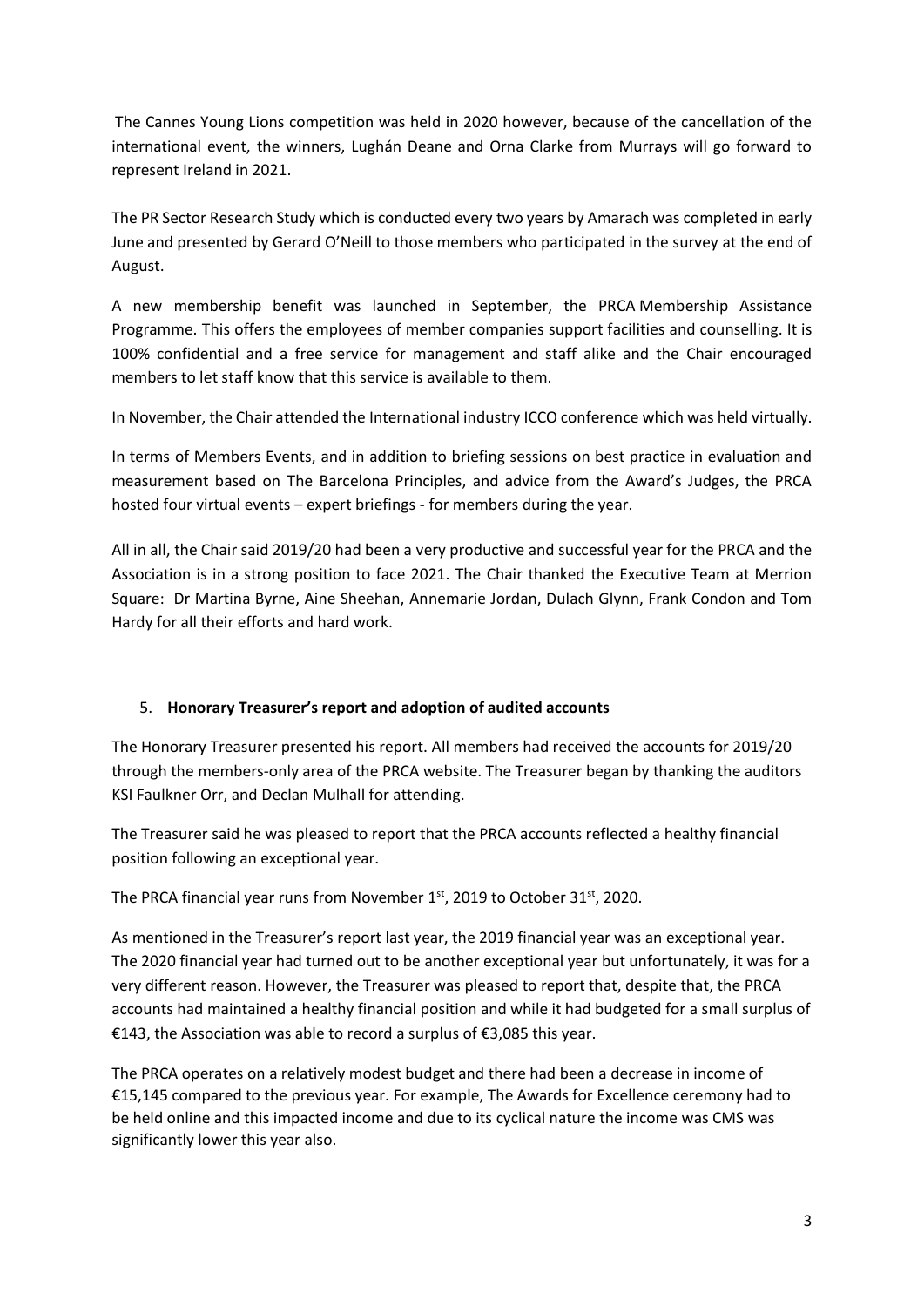The Cannes Young Lions competition was held in 2020 however, because of the cancellation of the international event, the winners, Lughán Deane and Orna Clarke from Murrays will go forward to represent Ireland in 2021.

The PR Sector Research Study which is conducted every two years by Amarach was completed in early June and presented by Gerard O'Neill to those members who participated in the survey at the end of August.

A new membership benefit was launched in September, the PRCA Membership Assistance Programme. This offers the employees of member companies support facilities and counselling. It is 100% confidential and a free service for management and staff alike and the Chair encouraged members to let staff know that this service is available to them.

In November, the Chair attended the International industry ICCO conference which was held virtually.

In terms of Members Events, and in addition to briefing sessions on best practice in evaluation and measurement based on The Barcelona Principles, and advice from the Award's Judges, the PRCA hosted four virtual events – expert briefings - for members during the year.

All in all, the Chair said 2019/20 had been a very productive and successful year for the PRCA and the Association is in a strong position to face 2021. The Chair thanked the Executive Team at Merrion Square: Dr Martina Byrne, Aine Sheehan, Annemarie Jordan, Dulach Glynn, Frank Condon and Tom Hardy for all their efforts and hard work.

5. **Honorary Treasurer's report and adoption of audited accounts**

The Honorary Treasurer presented his report. All members had received the accounts for 2019/20 through the members-only area of the PRCA website. The Treasurer began by thanking the auditors KSI Faulkner Orr, and Declan Mulhall for attending.

The Treasurer said he was pleased to report that the PRCA accounts reflected a healthy financial position following an exceptional year.

The PRCA financial year runs from November 1st, 2019 to October 31st, 2020.

As mentioned in the Treasurer's report last year, the 2019 financial year was an exceptional year. The 2020 financial year had turned out to be another exceptional year but unfortunately, it was for a very different reason. However, the Treasurer was pleased to report that, despite that, the PRCA accounts had maintained a healthy financial position and while it had budgeted for a small surplus of €143, the Association was able to record a surplus of €3,085 this year.

The PRCA operates on a relatively modest budget and there had been a decrease in income of €15,145 compared to the previous year. For example, The Awards for Excellence ceremony had to be held online and this impacted income and due to its cyclical nature the income was CMS was significantly lower this year also.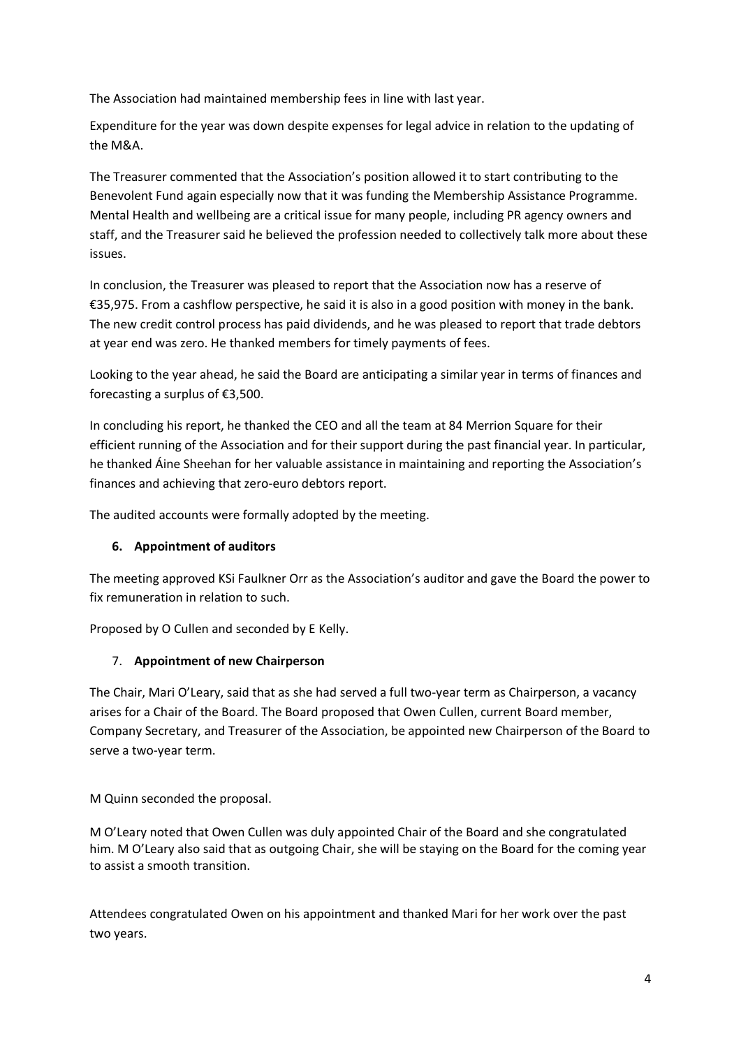The Association had maintained membership fees in line with last year.

Expenditure for the year was down despite expenses for legal advice in relation to the updating of the M&A.

The Treasurer commented that the Association's position allowed it to start contributing to the Benevolent Fund again especially now that it was funding the Membership Assistance Programme. Mental Health and wellbeing are a critical issue for many people, including PR agency owners and staff, and the Treasurer said he believed the profession needed to collectively talk more about these issues.

In conclusion, the Treasurer was pleased to report that the Association now has a reserve of €35,975. From a cashflow perspective, he said it is also in a good position with money in the bank. The new credit control process has paid dividends, and he was pleased to report that trade debtors at year end was zero. He thanked members for timely payments of fees.

Looking to the year ahead, he said the Board are anticipating a similar year in terms of finances and forecasting a surplus of €3,500.

In concluding his report, he thanked the CEO and all the team at 84 Merrion Square for their efficient running of the Association and for their support during the past financial year. In particular, he thanked Áine Sheehan for her valuable assistance in maintaining and reporting the Association's finances and achieving that zero-euro debtors report.

The audited accounts were formally adopted by the meeting.

6. **Appointment of auditors**

The meeting approved KSi Faulkner Orr as the Association's auditor and gave the Board the power to fix remuneration in relation to such.

Proposed by O Cullen and seconded by E Kelly.

7. **Appointment of new Chairperson**

The Chair, Mari O'Leary, said that as she had served a full two-year term as Chairperson, a vacancy arises for a Chair of the Board. The Board proposed that Owen Cullen, current Board member, Company Secretary, and Treasurer of the Association, be appointed new Chairperson of the Board to serve a two-year term.

M Quinn seconded the proposal.

M O'Leary noted that Owen Cullen was duly appointed Chair of the Board and she congratulated him. M O'Leary also said that as outgoing Chair, she will be staying on the Board for the coming year to assist a smooth transition.

Attendees congratulated Owen on his appointment and thanked Mari for her work over the past two years.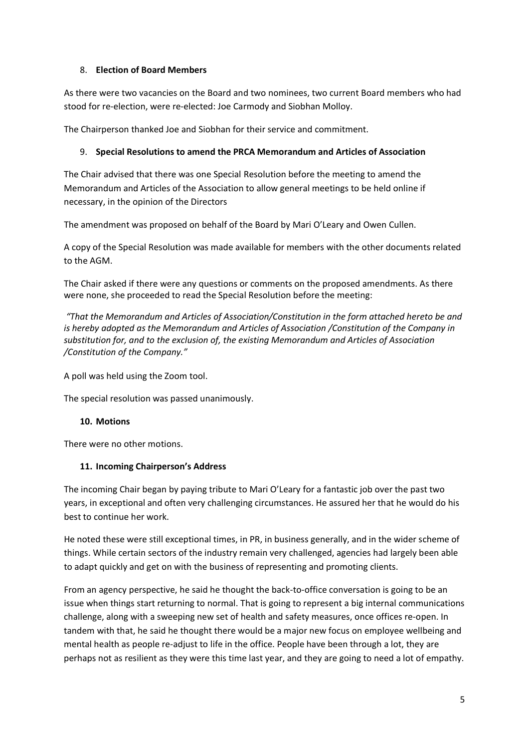8. **Election of Board Members**

As there were two vacancies on the Board and two nominees, two current Board members who had stood for re-election, were re-elected: Joe Carmody and Siobhan Molloy.

The Chairperson thanked Joe and Siobhan for their service and commitment.

9. **Special Resolutions to amend the PRCA Memorandum and Articles of Association**

The Chair advised that there was one Special Resolution before the meeting to amend the Memorandum and Articles of the Association to allow general meetings to be held online if necessary, in the opinion of the Directors

The amendment was proposed on behalf of the Board by Mari O'Leary and Owen Cullen.

A copy of the Special Resolution was made available for members with the other documents related to the AGM.

The Chair asked if there were any questions or comments on the proposed amendments. As there were none, she proceeded to read the Special Resolution before the meeting:

*"That the Memorandum and Articles of Association/Constitution in the form attached hereto be and is hereby adopted as the Memorandum and Articles of Association /Constitution of the Company in substitution for, and to the exclusion of, the existing Memorandum and Articles of Association /Constitution of the Company."*

A poll was held using the Zoom tool.

The special resolution was passed unanimously.

10. **Motions**

There were no other motions.

11. **Incoming Chairperson's Address**

The incoming Chair began by paying tribute to Mari O'Leary for a fantastic job over the past two years, in exceptional and often very challenging circumstances. He assured her that he would do his best to continue her work.

He noted these were still exceptional times, in PR, in business generally, and in the wider scheme of things. While certain sectors of the industry remain very challenged, agencies had largely been able to adapt quickly and get on with the business of representing and promoting clients.

From an agency perspective, he said he thought the back-to-office conversation is going to be an issue when things start returning to normal. That is going to represent a big internal communications challenge, along with a sweeping new set of health and safety measures, once offices re-open. In tandem with that, he said he thought there would be a major new focus on employee wellbeing and mental health as people re-adjust to life in the office. People have been through a lot, they are perhaps not as resilient as they were this time last year, and they are going to need a lot of empathy.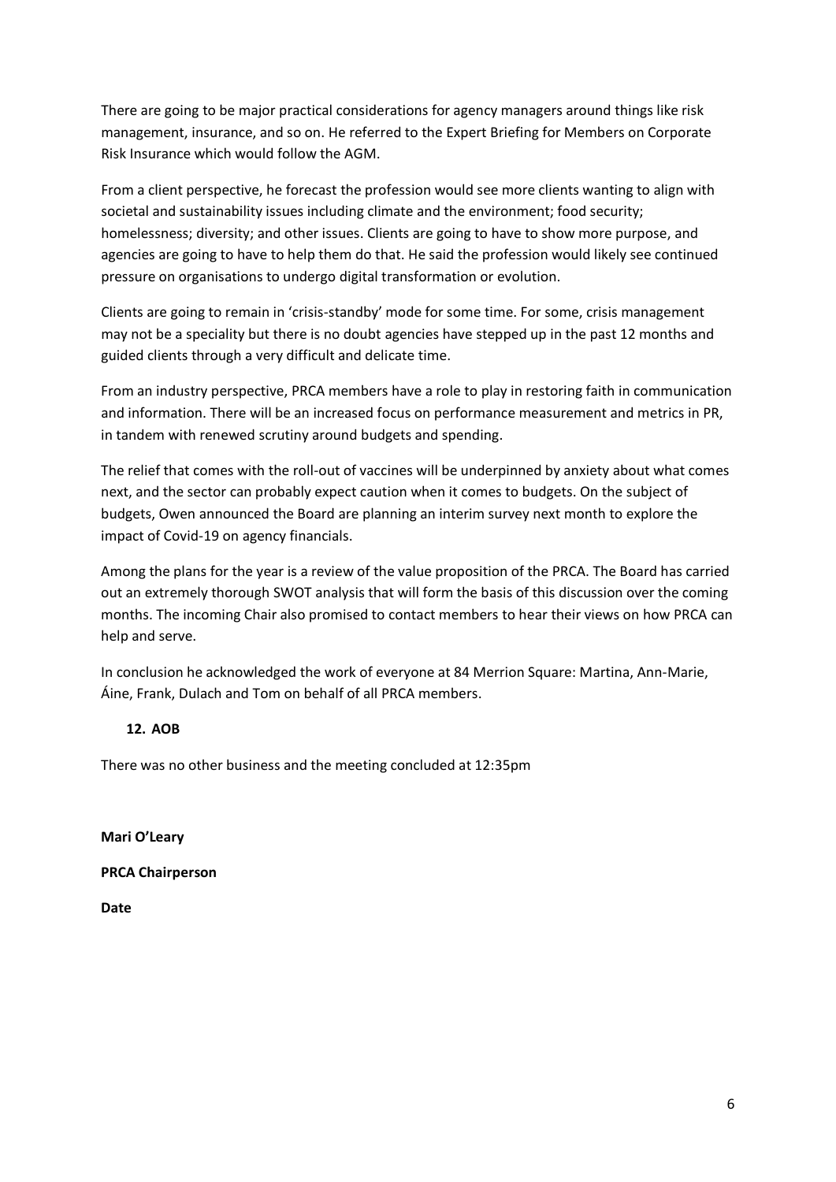There are going to be major practical considerations for agency managers around things like risk management, insurance, and so on. He referred to the Expert Briefing for Members on Corporate Risk Insurance which would follow the AGM.

From a client perspective, he forecast the profession would see more clients wanting to align with societal and sustainability issues including climate and the environment; food security; homelessness; diversity; and other issues. Clients are going to have to show more purpose, and agencies are going to have to help them do that. He said the profession would likely see continued pressure on organisations to undergo digital transformation or evolution.

Clients are going to remain in 'crisis-standby' mode for some time. For some, crisis management may not be a speciality but there is no doubt agencies have stepped up in the past 12 months and guided clients through a very difficult and delicate time.

From an industry perspective, PRCA members have a role to play in restoring faith in communication and information. There will be an increased focus on performance measurement and metrics in PR, in tandem with renewed scrutiny around budgets and spending.

The relief that comes with the roll-out of vaccines will be underpinned by anxiety about what comes next, and the sector can probably expect caution when it comes to budgets. On the subject of budgets, Owen announced the Board are planning an interim survey next month to explore the impact of Covid-19 on agency financials.

Among the plans for the year is a review of the value proposition of the PRCA. The Board has carried out an extremely thorough SWOT analysis that will form the basis of this discussion over the coming months. The incoming Chair also promised to contact members to hear their views on how PRCA can help and serve.

In conclusion he acknowledged the work of everyone at 84 Merrion Square: Martina, Ann-Marie, Áine, Frank, Dulach and Tom on behalf of all PRCA members.

### 12. AOB

There was no other business and the meeting concluded at 12:35pm

**Mari O'Leary**

**PRCA Chairperson**

**Date**